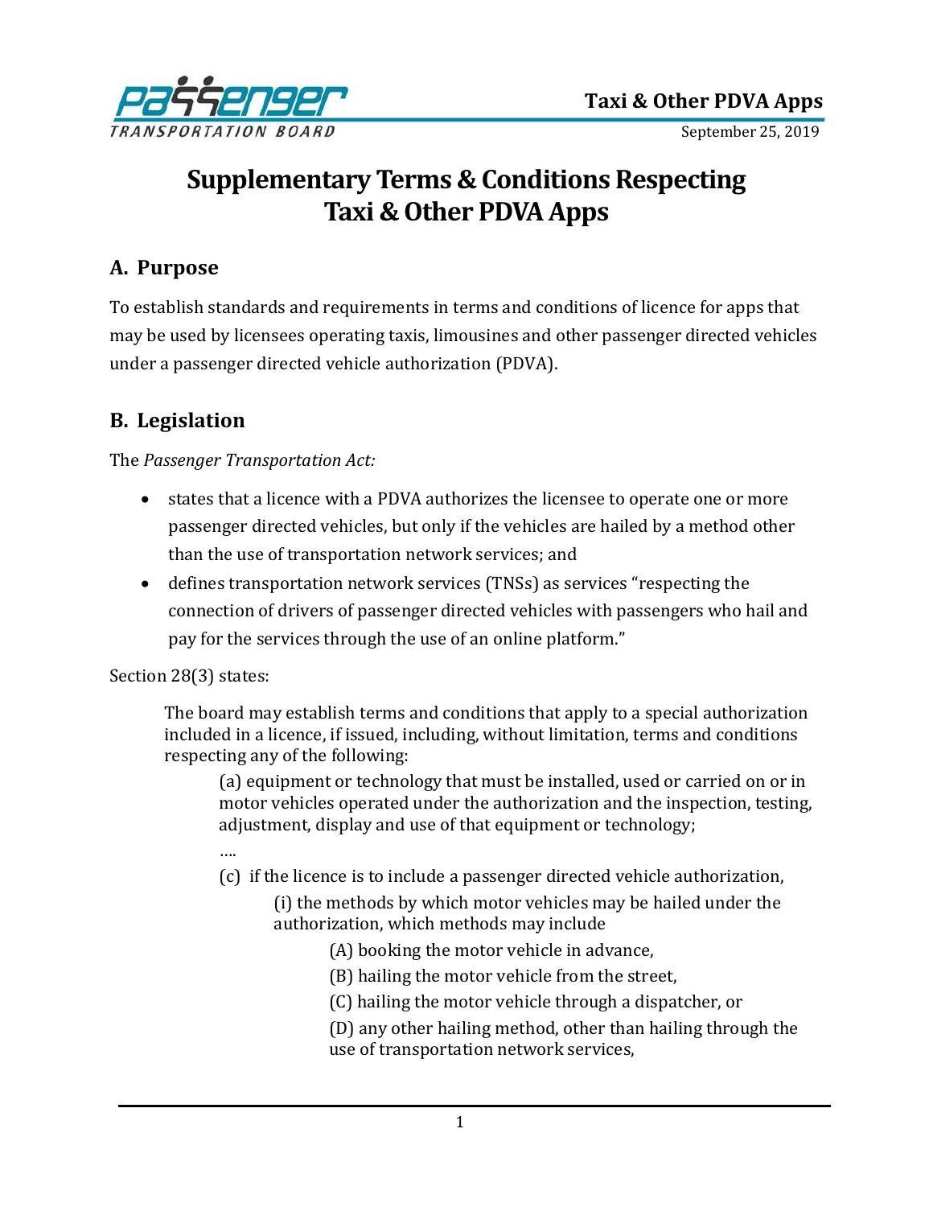# Supplementary Terms & Conditions Respecting Taxi & Other PDVA Apps

## A. Purpose

To establish standards and requirements in terms and conditions of licence for apps that may be used by licensees operating taxis, limousines and other passenger directed vehicles under a passenger directed vehicle authorization (PDVA).

## B. Legislation

The *Passenger Transportation Act:*

- states that a licence with a PDVA authorizes the licensee to operate one or more passenger directed vehicles, but only if the vehicles are hailed by a method other than the use of transportation network services; and
- defines transportation network services (TNSs) as services "respecting the connection of drivers of passenger directed vehicles with passengers who hail and pay for the services through the use of an online platform."

Section 28(3) states:

> The board may establish terms and conditions that apply to a special authorization included in a licence, if issued, including, without limitation, terms and conditions respecting any of the following:
>
> (a) equipment or technology that must be installed, used or carried on or in motor vehicles operated under the authorization and the inspection, testing, adjustment, display and use of that equipment or technology;
>
> ….
>
> (c) if the licence is to include a passenger directed vehicle authorization,
>
> (i) the methods by which motor vehicles may be hailed under the authorization, which methods may include
>
> (A) booking the motor vehicle in advance,
>
> (B) hailing the motor vehicle from the street,
>
> (C) hailing the motor vehicle through a dispatcher, or
>
> (D) any other hailing method, other than hailing through the use of transportation network services,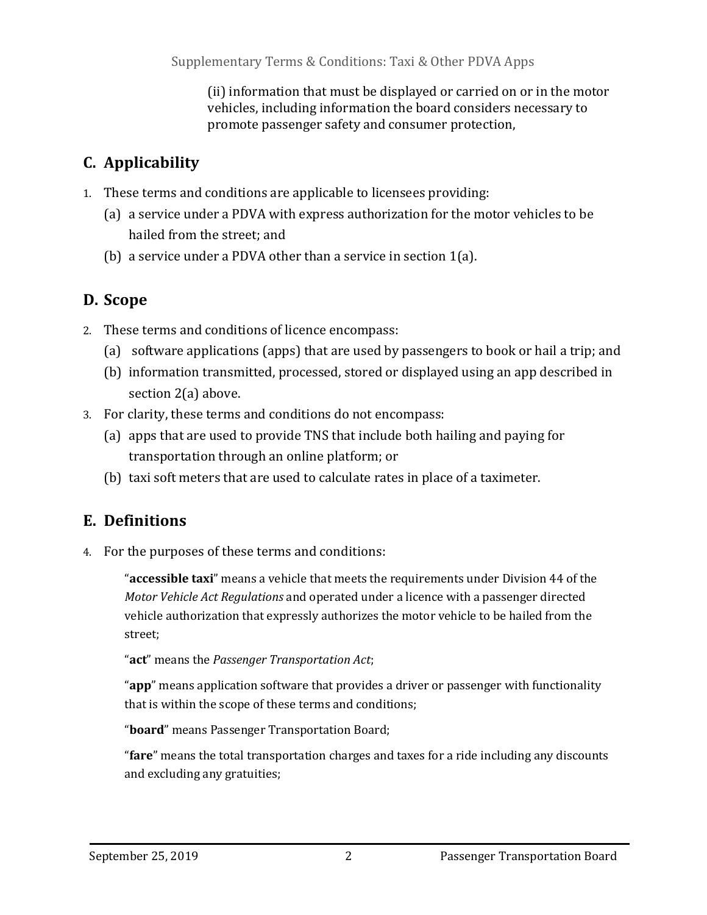(ii) information that must be displayed or carried on or in the motor vehicles, including information the board considers necessary to promote passenger safety and consumer protection,

## C. Applicability

1. These terms and conditions are applicable to licensees providing:
   (a) a service under a PDVA with express authorization for the motor vehicles to be hailed from the street; and
   (b) a service under a PDVA other than a service in section 1(a).

## D. Scope

2. These terms and conditions of licence encompass:
   (a) software applications (apps) that are used by passengers to book or hail a trip; and
   (b) information transmitted, processed, stored or displayed using an app described in section 2(a) above.
3. For clarity, these terms and conditions do not encompass:
   (a) apps that are used to provide TNS that include both hailing and paying for transportation through an online platform; or
   (b) taxi soft meters that are used to calculate rates in place of a taximeter.

## E. Definitions

4. For the purposes of these terms and conditions:

   "**accessible taxi**" means a vehicle that meets the requirements under Division 44 of the *Motor Vehicle Act Regulations* and operated under a licence with a passenger directed vehicle authorization that expressly authorizes the motor vehicle to be hailed from the street;

   "**act**" means the *Passenger Transportation Act*;

   "**app**" means application software that provides a driver or passenger with functionality that is within the scope of these terms and conditions;

   "**board**" means Passenger Transportation Board;

   "**fare**" means the total transportation charges and taxes for a ride including any discounts and excluding any gratuities;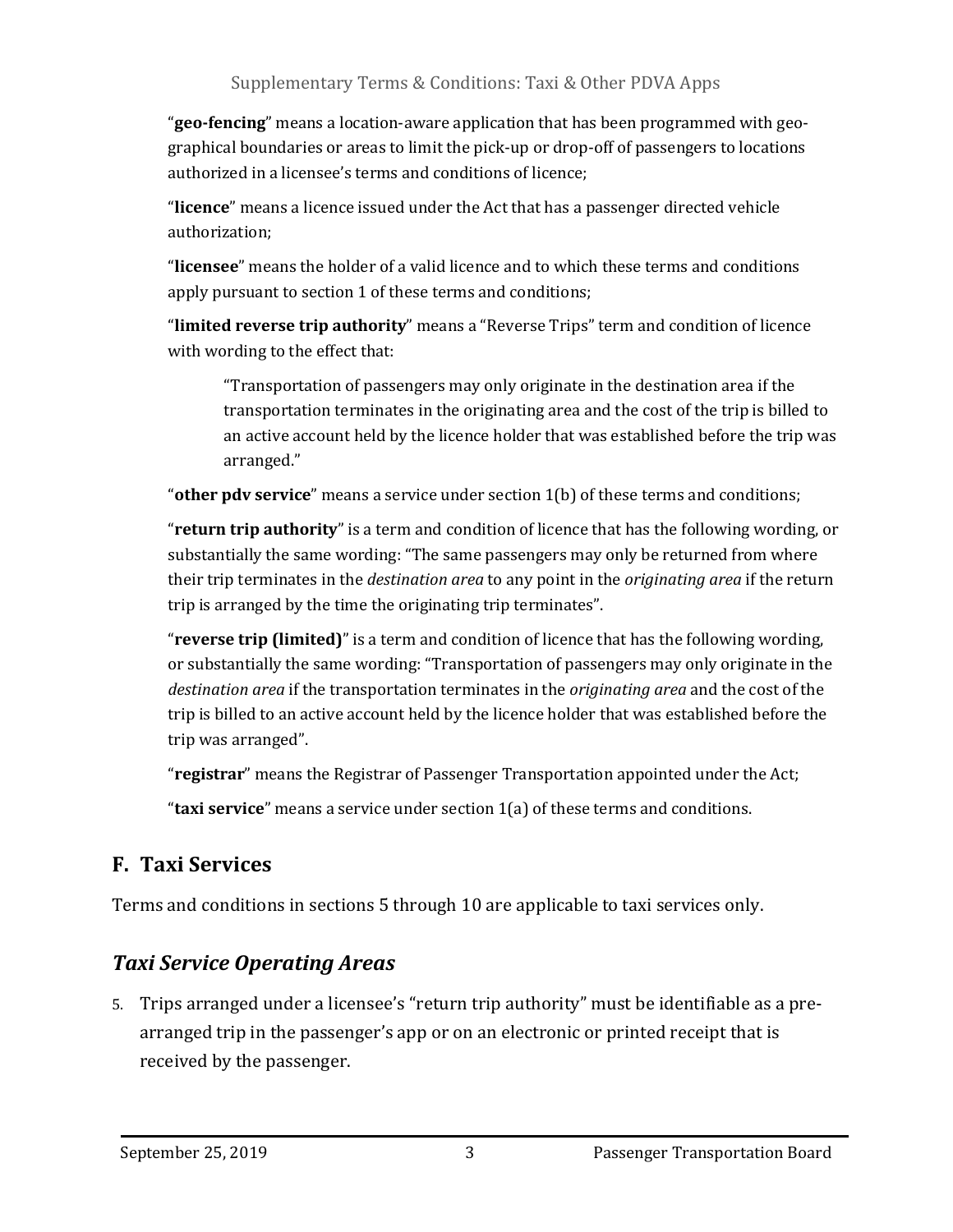"**geo-fencing**" means a location-aware application that has been programmed with geo-graphical boundaries or areas to limit the pick-up or drop-off of passengers to locations authorized in a licensee's terms and conditions of licence;

"**licence**" means a licence issued under the Act that has a passenger directed vehicle authorization;

"**licensee**" means the holder of a valid licence and to which these terms and conditions apply pursuant to section 1 of these terms and conditions;

"**limited reverse trip authority**" means a "Reverse Trips" term and condition of licence with wording to the effect that:

> "Transportation of passengers may only originate in the destination area if the transportation terminates in the originating area and the cost of the trip is billed to an active account held by the licence holder that was established before the trip was arranged."

"**other pdv service**" means a service under section 1(b) of these terms and conditions;

"**return trip authority**" is a term and condition of licence that has the following wording, or substantially the same wording: "The same passengers may only be returned from where their trip terminates in the *destination area* to any point in the *originating area* if the return trip is arranged by the time the originating trip terminates".

"**reverse trip (limited)**" is a term and condition of licence that has the following wording, or substantially the same wording: "Transportation of passengers may only originate in the *destination area* if the transportation terminates in the *originating area* and the cost of the trip is billed to an active account held by the licence holder that was established before the trip was arranged".

"**registrar**" means the Registrar of Passenger Transportation appointed under the Act;

"**taxi service**" means a service under section 1(a) of these terms and conditions.

## F. Taxi Services

Terms and conditions in sections 5 through 10 are applicable to taxi services only.

### *Taxi Service Operating Areas*

5. Trips arranged under a licensee's "return trip authority" must be identifiable as a pre-arranged trip in the passenger's app or on an electronic or printed receipt that is received by the passenger.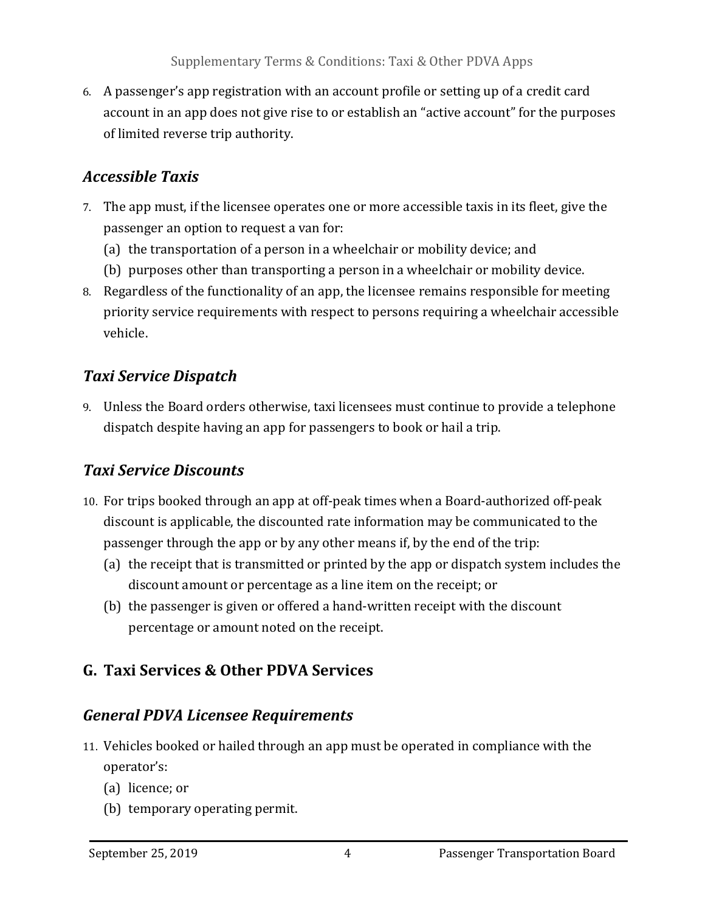6. A passenger's app registration with an account profile or setting up of a credit card account in an app does not give rise to or establish an "active account" for the purposes of limited reverse trip authority.

### *Accessible Taxis*

7. The app must, if the licensee operates one or more accessible taxis in its fleet, give the passenger an option to request a van for:
   (a) the transportation of a person in a wheelchair or mobility device; and
   (b) purposes other than transporting a person in a wheelchair or mobility device.
8. Regardless of the functionality of an app, the licensee remains responsible for meeting priority service requirements with respect to persons requiring a wheelchair accessible vehicle.

### *Taxi Service Dispatch*

9. Unless the Board orders otherwise, taxi licensees must continue to provide a telephone dispatch despite having an app for passengers to book or hail a trip.

### *Taxi Service Discounts*

10. For trips booked through an app at off-peak times when a Board-authorized off-peak discount is applicable, the discounted rate information may be communicated to the passenger through the app or by any other means if, by the end of the trip:
    (a) the receipt that is transmitted or printed by the app or dispatch system includes the discount amount or percentage as a line item on the receipt; or
    (b) the passenger is given or offered a hand-written receipt with the discount percentage or amount noted on the receipt.

## G. Taxi Services & Other PDVA Services

### *General PDVA Licensee Requirements*

11. Vehicles booked or hailed through an app must be operated in compliance with the operator's:
    (a) licence; or
    (b) temporary operating permit.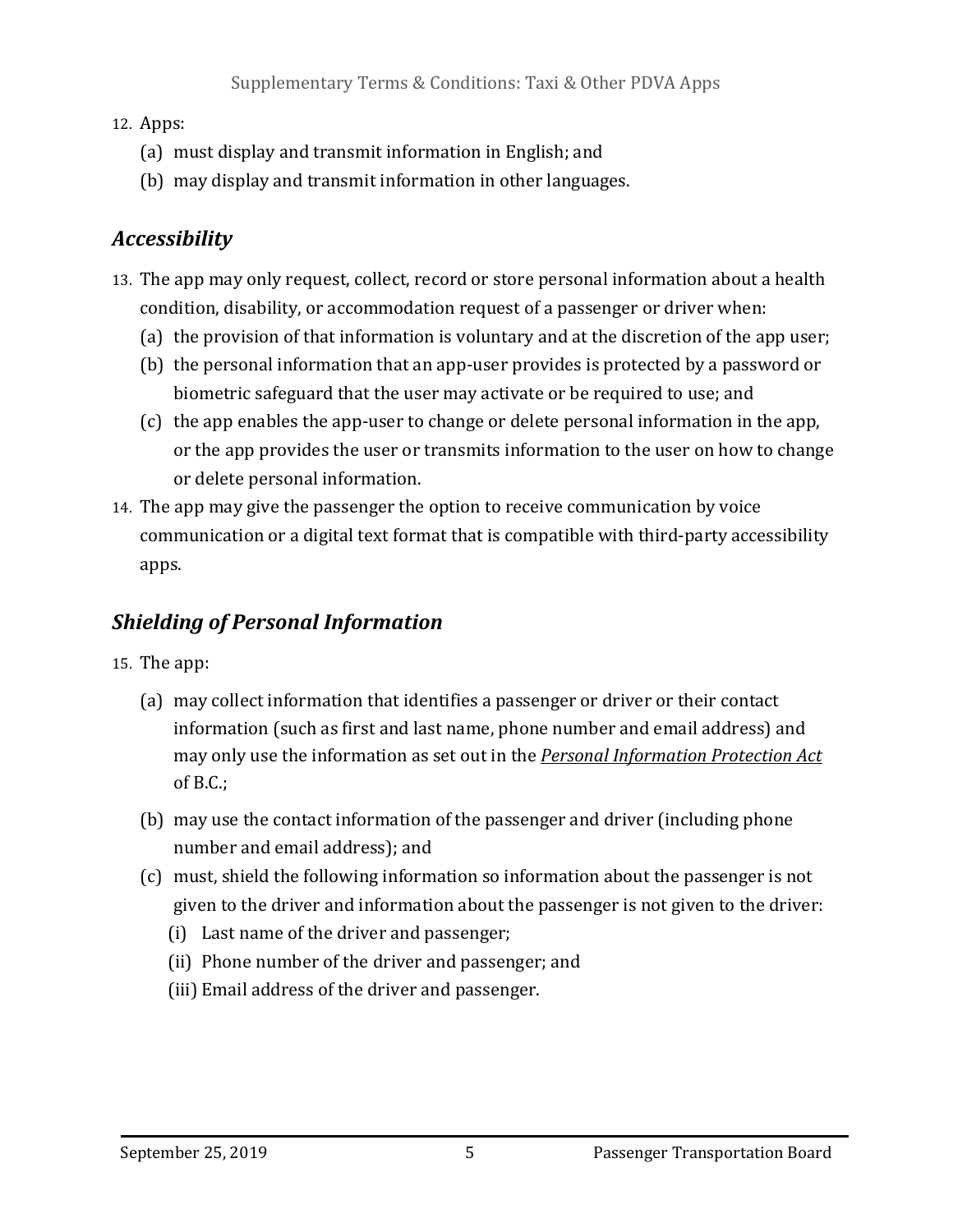12. Apps:
    (a) must display and transmit information in English; and
    (b) may display and transmit information in other languages.

## *Accessibility*

13. The app may only request, collect, record or store personal information about a health condition, disability, or accommodation request of a passenger or driver when:
    (a) the provision of that information is voluntary and at the discretion of the app user;
    (b) the personal information that an app-user provides is protected by a password or biometric safeguard that the user may activate or be required to use; and
    (c) the app enables the app-user to change or delete personal information in the app, or the app provides the user or transmits information to the user on how to change or delete personal information.
14. The app may give the passenger the option to receive communication by voice communication or a digital text format that is compatible with third-party accessibility apps.

## *Shielding of Personal Information*

15. The app:
    (a) may collect information that identifies a passenger or driver or their contact information (such as first and last name, phone number and email address) and may only use the information as set out in the *Personal Information Protection Act* of B.C.;
    (b) may use the contact information of the passenger and driver (including phone number and email address); and
    (c) must, shield the following information so information about the passenger is not given to the driver and information about the passenger is not given to the driver:
        (i) Last name of the driver and passenger;
        (ii) Phone number of the driver and passenger; and
        (iii) Email address of the driver and passenger.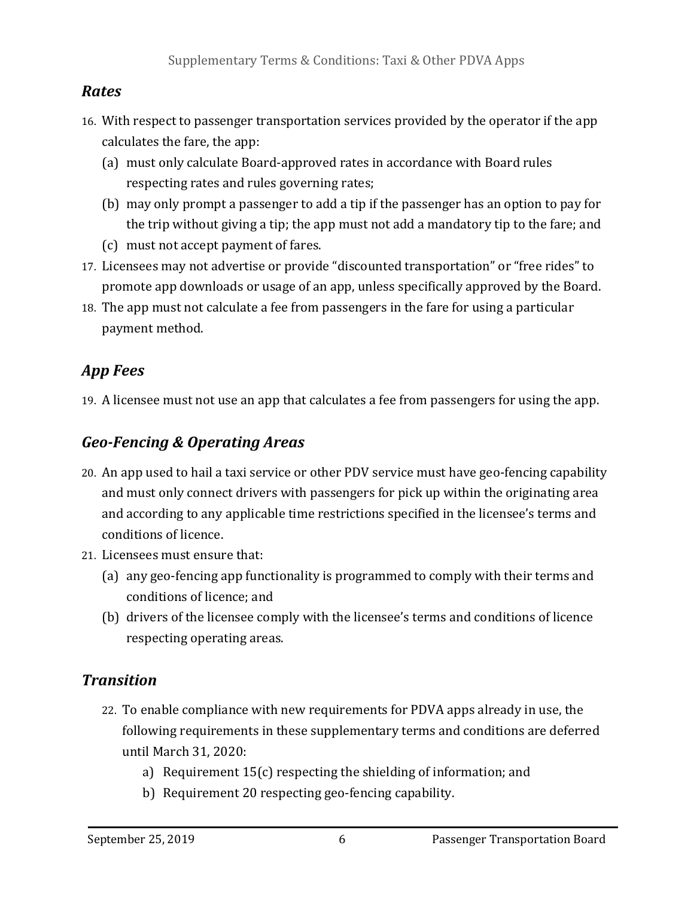## *Rates*

16. With respect to passenger transportation services provided by the operator if the app calculates the fare, the app:
    (a) must only calculate Board-approved rates in accordance with Board rules respecting rates and rules governing rates;
    (b) may only prompt a passenger to add a tip if the passenger has an option to pay for the trip without giving a tip; the app must not add a mandatory tip to the fare; and
    (c) must not accept payment of fares.
17. Licensees may not advertise or provide "discounted transportation" or "free rides" to promote app downloads or usage of an app, unless specifically approved by the Board.
18. The app must not calculate a fee from passengers in the fare for using a particular payment method.

## *App Fees*

19. A licensee must not use an app that calculates a fee from passengers for using the app.

## *Geo-Fencing & Operating Areas*

20. An app used to hail a taxi service or other PDV service must have geo-fencing capability and must only connect drivers with passengers for pick up within the originating area and according to any applicable time restrictions specified in the licensee's terms and conditions of licence.
21. Licensees must ensure that:
    (a) any geo-fencing app functionality is programmed to comply with their terms and conditions of licence; and
    (b) drivers of the licensee comply with the licensee's terms and conditions of licence respecting operating areas.

## *Transition*

22. To enable compliance with new requirements for PDVA apps already in use, the following requirements in these supplementary terms and conditions are deferred until March 31, 2020:
    a) Requirement 15(c) respecting the shielding of information; and
    b) Requirement 20 respecting geo-fencing capability.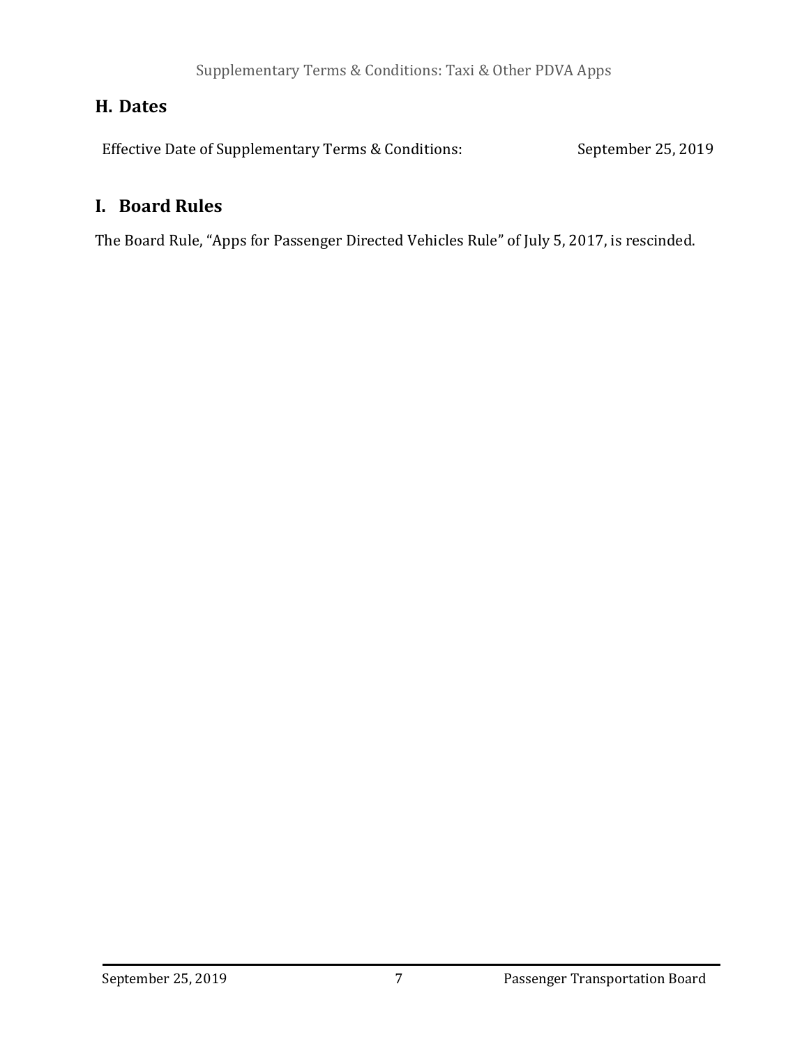## H. Dates

Effective Date of Supplementary Terms & Conditions: September 25, 2019

## I. Board Rules

The Board Rule, “Apps for Passenger Directed Vehicles Rule” of July 5, 2017, is rescinded.